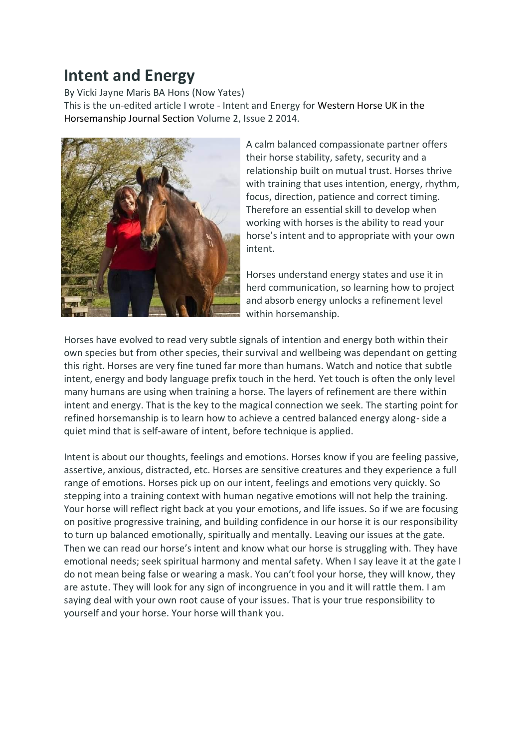# Intent and Energy

By Vicki Jayne Maris BA Hons (Now Yates)

This is the un-edited article I wrote - Intent and Energy for Western Horse UK in the Horsemanship Journal Section Volume 2, Issue 2 2014.

A calm balanced compassionate partner offers their horse stability, safety, security and a relationship built on mutual trust. Horses thrive with training that uses intention, energy, rhythm, focus, direction, patience and correct timing. Therefore an essential skill to develop when working with horses is the ability to read your horse's intent and to appropriate with your own intent.

Horses understand energy states and use it in herd communication, so learning how to project and absorb energy unlocks a refinement level within horsemanship.

Horses have evolved to read very subtle signals of intention and energy both within their own species but from other species, their survival and wellbeing was dependant on getting this right. Horses are very fine tuned far more than humans. Watch and notice that subtle intent, energy and body language prefix touch in the herd. Yet touch is often the only level many humans are using when training a horse. The layers of refinement are there within intent and energy. That is the key to the magical connection we seek. The starting point for refined horsemanship is to learn how to achieve a centred balanced energy along- side a quiet mind that is self-aware of intent, before technique is applied.

Intent is about our thoughts, feelings and emotions. Horses know if you are feeling passive, assertive, anxious, distracted, etc. Horses are sensitive creatures and they experience a full range of emotions. Horses pick up on our intent, feelings and emotions very quickly. So stepping into a training context with human negative emotions will not help the training. Your horse will reflect right back at you your emotions, and life issues. So if we are focusing on positive progressive training, and building confidence in our horse it is our responsibility to turn up balanced emotionally, spiritually and mentally. Leaving our issues at the gate. Then we can read our horse's intent and know what our horse is struggling with. They have emotional needs; seek spiritual harmony and mental safety. When I say leave it at the gate I do not mean being false or wearing a mask. You can't fool your horse, they will know, they are astute. They will look for any sign of incongruence in you and it will rattle them. I am saying deal with your own root cause of your issues. That is your true responsibility to yourself and your horse. Your horse will thank you.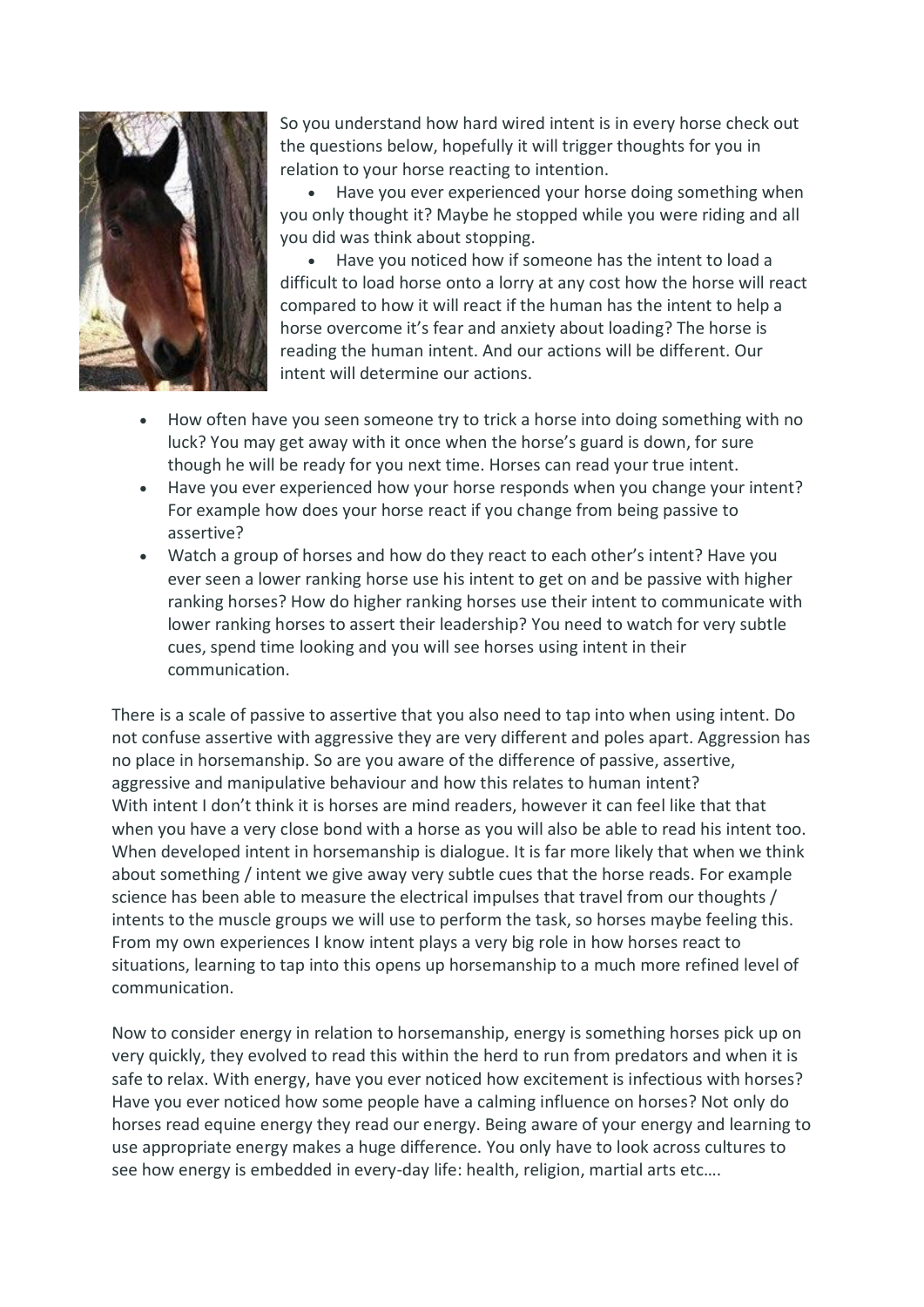So you understand how hard wired intent is in every horse check out the questions below, hopefully it will trigger thoughts for you in relation to your horse reacting to intention.

- Have you ever experienced your horse doing something when you only thought it? Maybe he stopped while you were riding and all you did was think about stopping.
- Have you noticed how if someone has the intent to load a difficult to load horse onto a lorry at any cost how the horse will react compared to how it will react if the human has the intent to help a horse overcome it's fear and anxiety about loading? The horse is reading the human intent. And our actions will be different. Our intent will determine our actions.
- How often have you seen someone try to trick a horse into doing something with no luck? You may get away with it once when the horse's guard is down, for sure though he will be ready for you next time. Horses can read your true intent.
- Have you ever experienced how your horse responds when you change your intent? For example how does your horse react if you change from being passive to assertive?
- Watch a group of horses and how do they react to each other's intent? Have you ever seen a lower ranking horse use his intent to get on and be passive with higher ranking horses? How do higher ranking horses use their intent to communicate with lower ranking horses to assert their leadership? You need to watch for very subtle cues, spend time looking and you will see horses using intent in their communication.

There is a scale of passive to assertive that you also need to tap into when using intent. Do not confuse assertive with aggressive they are very different and poles apart. Aggression has no place in horsemanship. So are you aware of the difference of passive, assertive, aggressive and manipulative behaviour and how this relates to human intent?
With intent I don't think it is horses are mind readers, however it can feel like that that when you have a very close bond with a horse as you will also be able to read his intent too. When developed intent in horsemanship is dialogue. It is far more likely that when we think about something / intent we give away very subtle cues that the horse reads. For example science has been able to measure the electrical impulses that travel from our thoughts / intents to the muscle groups we will use to perform the task, so horses maybe feeling this. From my own experiences I know intent plays a very big role in how horses react to situations, learning to tap into this opens up horsemanship to a much more refined level of communication.

Now to consider energy in relation to horsemanship, energy is something horses pick up on very quickly, they evolved to read this within the herd to run from predators and when it is safe to relax. With energy, have you ever noticed how excitement is infectious with horses? Have you ever noticed how some people have a calming influence on horses? Not only do horses read equine energy they read our energy. Being aware of your energy and learning to use appropriate energy makes a huge difference. You only have to look across cultures to see how energy is embedded in every-day life: health, religion, martial arts etc….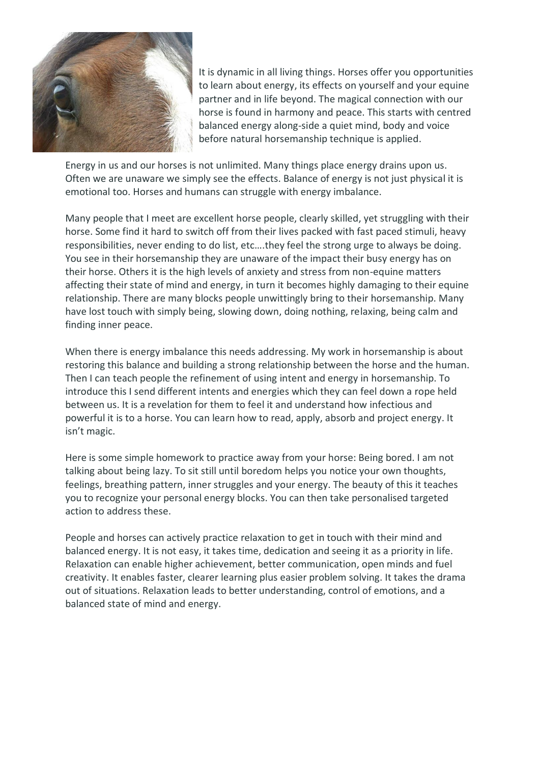It is dynamic in all living things. Horses offer you opportunities to learn about energy, its effects on yourself and your equine partner and in life beyond. The magical connection with our horse is found in harmony and peace. This starts with centred balanced energy along-side a quiet mind, body and voice before natural horsemanship technique is applied.

Energy in us and our horses is not unlimited. Many things place energy drains upon us. Often we are unaware we simply see the effects. Balance of energy is not just physical it is emotional too. Horses and humans can struggle with energy imbalance.

Many people that I meet are excellent horse people, clearly skilled, yet struggling with their horse. Some find it hard to switch off from their lives packed with fast paced stimuli, heavy responsibilities, never ending to do list, etc….they feel the strong urge to always be doing. You see in their horsemanship they are unaware of the impact their busy energy has on their horse. Others it is the high levels of anxiety and stress from non-equine matters affecting their state of mind and energy, in turn it becomes highly damaging to their equine relationship. There are many blocks people unwittingly bring to their horsemanship. Many have lost touch with simply being, slowing down, doing nothing, relaxing, being calm and finding inner peace.

When there is energy imbalance this needs addressing. My work in horsemanship is about restoring this balance and building a strong relationship between the horse and the human. Then I can teach people the refinement of using intent and energy in horsemanship. To introduce this I send different intents and energies which they can feel down a rope held between us. It is a revelation for them to feel it and understand how infectious and powerful it is to a horse. You can learn how to read, apply, absorb and project energy. It isn't magic.

Here is some simple homework to practice away from your horse: Being bored. I am not talking about being lazy. To sit still until boredom helps you notice your own thoughts, feelings, breathing pattern, inner struggles and your energy. The beauty of this it teaches you to recognize your personal energy blocks. You can then take personalised targeted action to address these.

People and horses can actively practice relaxation to get in touch with their mind and balanced energy. It is not easy, it takes time, dedication and seeing it as a priority in life. Relaxation can enable higher achievement, better communication, open minds and fuel creativity. It enables faster, clearer learning plus easier problem solving. It takes the drama out of situations. Relaxation leads to better understanding, control of emotions, and a balanced state of mind and energy.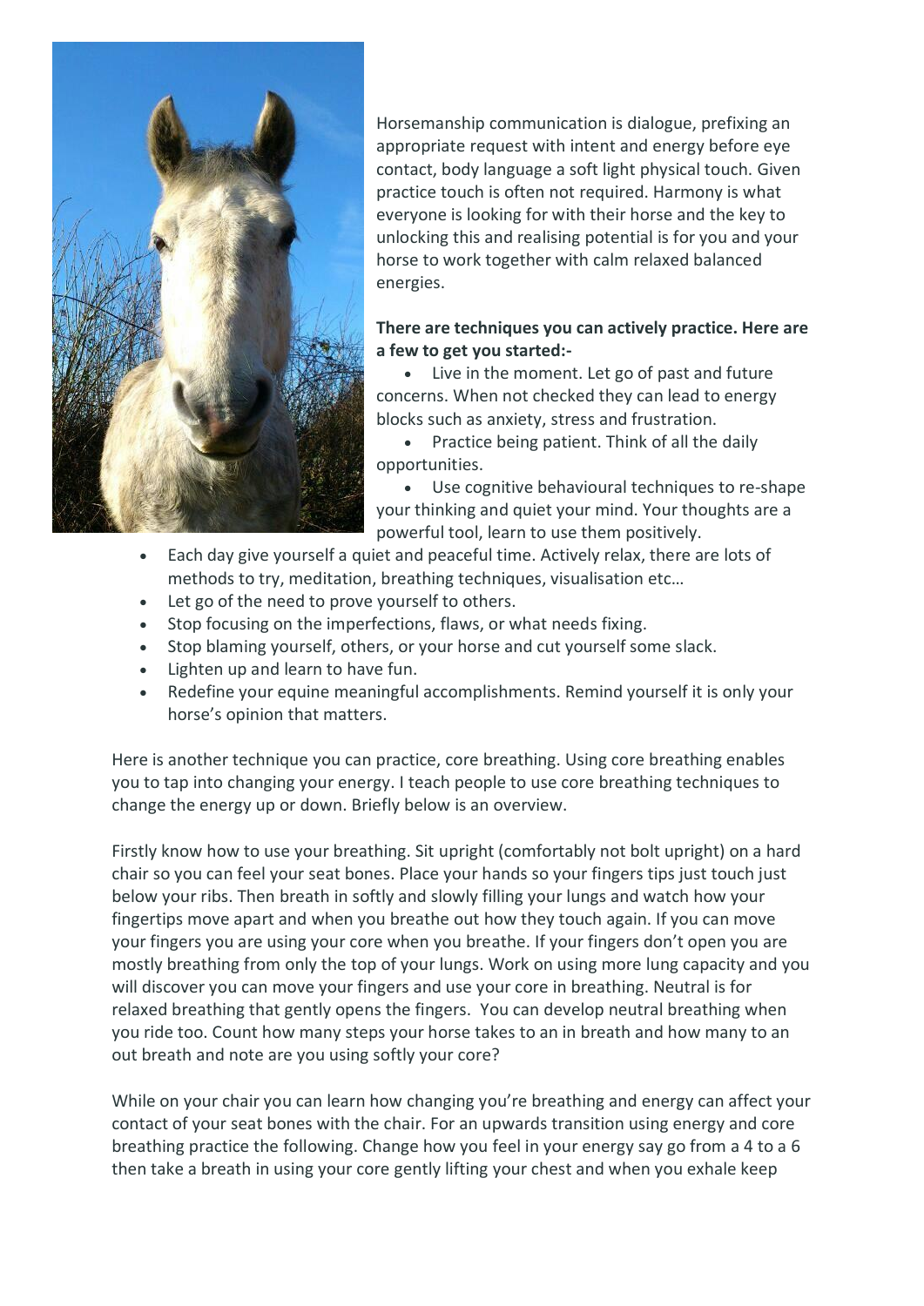Horsemanship communication is dialogue, prefixing an appropriate request with intent and energy before eye contact, body language a soft light physical touch. Given practice touch is often not required. Harmony is what everyone is looking for with their horse and the key to unlocking this and realising potential is for you and your horse to work together with calm relaxed balanced energies.

**There are techniques you can actively practice. Here are a few to get you started:-**

- Live in the moment. Let go of past and future concerns. When not checked they can lead to energy blocks such as anxiety, stress and frustration.
- Practice being patient. Think of all the daily opportunities.
- Use cognitive behavioural techniques to re-shape your thinking and quiet your mind. Your thoughts are a powerful tool, learn to use them positively.
- Each day give yourself a quiet and peaceful time. Actively relax, there are lots of methods to try, meditation, breathing techniques, visualisation etc…
- Let go of the need to prove yourself to others.
- Stop focusing on the imperfections, flaws, or what needs fixing.
- Stop blaming yourself, others, or your horse and cut yourself some slack.
- Lighten up and learn to have fun.
- Redefine your equine meaningful accomplishments. Remind yourself it is only your horse's opinion that matters.

Here is another technique you can practice, core breathing. Using core breathing enables you to tap into changing your energy. I teach people to use core breathing techniques to change the energy up or down. Briefly below is an overview.

Firstly know how to use your breathing. Sit upright (comfortably not bolt upright) on a hard chair so you can feel your seat bones. Place your hands so your fingers tips just touch just below your ribs. Then breath in softly and slowly filling your lungs and watch how your fingertips move apart and when you breathe out how they touch again. If you can move your fingers you are using your core when you breathe. If your fingers don't open you are mostly breathing from only the top of your lungs. Work on using more lung capacity and you will discover you can move your fingers and use your core in breathing. Neutral is for relaxed breathing that gently opens the fingers. You can develop neutral breathing when you ride too. Count how many steps your horse takes to an in breath and how many to an out breath and note are you using softly your core?

While on your chair you can learn how changing you're breathing and energy can affect your contact of your seat bones with the chair. For an upwards transition using energy and core breathing practice the following. Change how you feel in your energy say go from a 4 to a 6 then take a breath in using your core gently lifting your chest and when you exhale keep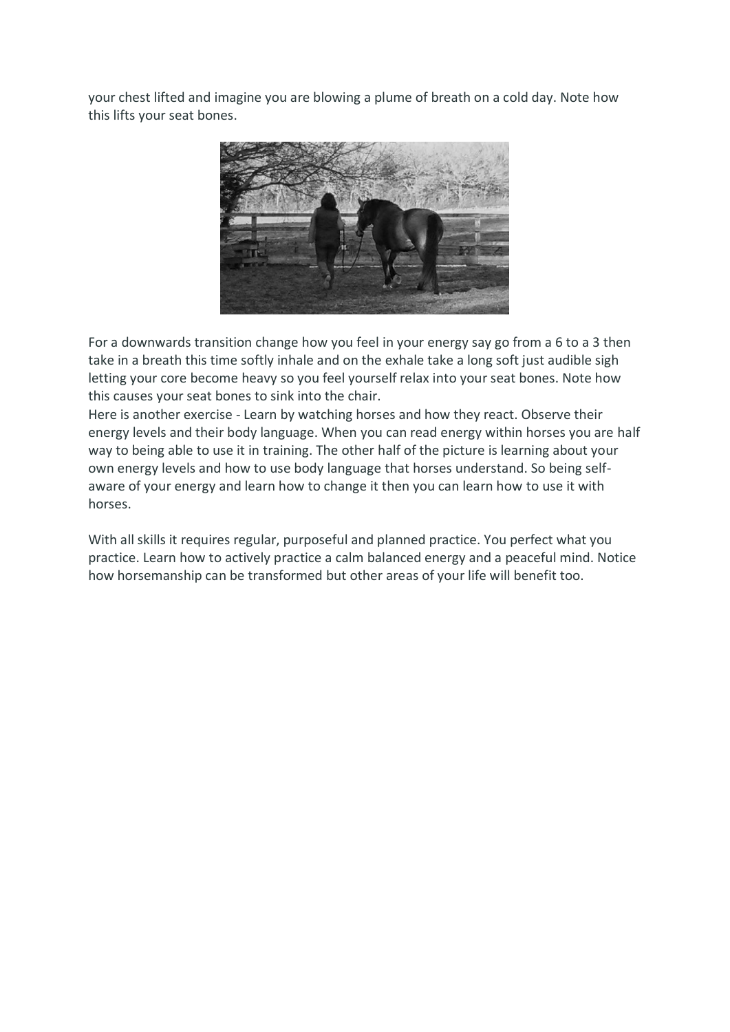your chest lifted and imagine you are blowing a plume of breath on a cold day. Note how this lifts your seat bones.

For a downwards transition change how you feel in your energy say go from a 6 to a 3 then take in a breath this time softly inhale and on the exhale take a long soft just audible sigh letting your core become heavy so you feel yourself relax into your seat bones. Note how this causes your seat bones to sink into the chair.

Here is another exercise - Learn by watching horses and how they react. Observe their energy levels and their body language. When you can read energy within horses you are half way to being able to use it in training. The other half of the picture is learning about your own energy levels and how to use body language that horses understand. So being self-aware of your energy and learn how to change it then you can learn how to use it with horses.

With all skills it requires regular, purposeful and planned practice. You perfect what you practice. Learn how to actively practice a calm balanced energy and a peaceful mind. Notice how horsemanship can be transformed but other areas of your life will benefit too.